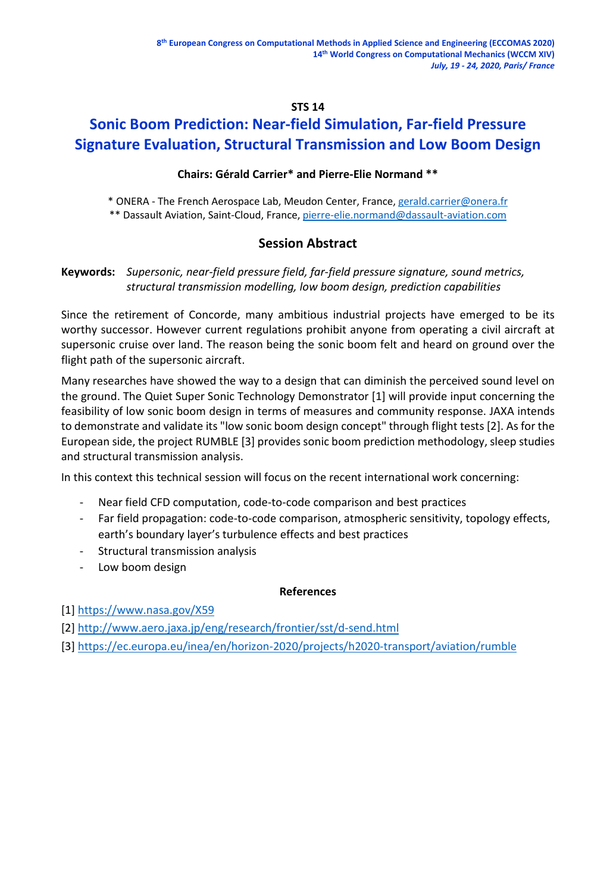**STS 14**

# Sonic Boom Prediction: Near-field Simulation, Far-field Pressure Signature Evaluation, Structural Transmission and Low Boom Design

**Chairs: Gérald Carrier* and Pierre-Elie Normand ****

* ONERA - The French Aerospace Lab, Meudon Center, France, gerald.carrier@onera.fr
** Dassault Aviation, Saint-Cloud, France, pierre-elie.normand@dassault-aviation.com

## Session Abstract

**Keywords:** *Supersonic, near-field pressure field, far-field pressure signature, sound metrics, structural transmission modelling, low boom design, prediction capabilities*

Since the retirement of Concorde, many ambitious industrial projects have emerged to be its worthy successor. However current regulations prohibit anyone from operating a civil aircraft at supersonic cruise over land. The reason being the sonic boom felt and heard on ground over the flight path of the supersonic aircraft.

Many researches have showed the way to a design that can diminish the perceived sound level on the ground. The Quiet Super Sonic Technology Demonstrator [1] will provide input concerning the feasibility of low sonic boom design in terms of measures and community response. JAXA intends to demonstrate and validate its "low sonic boom design concept" through flight tests [2]. As for the European side, the project RUMBLE [3] provides sonic boom prediction methodology, sleep studies and structural transmission analysis.

In this context this technical session will focus on the recent international work concerning:

- Near field CFD computation, code-to-code comparison and best practices
- Far field propagation: code-to-code comparison, atmospheric sensitivity, topology effects, earth's boundary layer's turbulence effects and best practices
- Structural transmission analysis
- Low boom design

### References

[1] https://www.nasa.gov/X59

[2] http://www.aero.jaxa.jp/eng/research/frontier/sst/d-send.html

[3] https://ec.europa.eu/inea/en/horizon-2020/projects/h2020-transport/aviation/rumble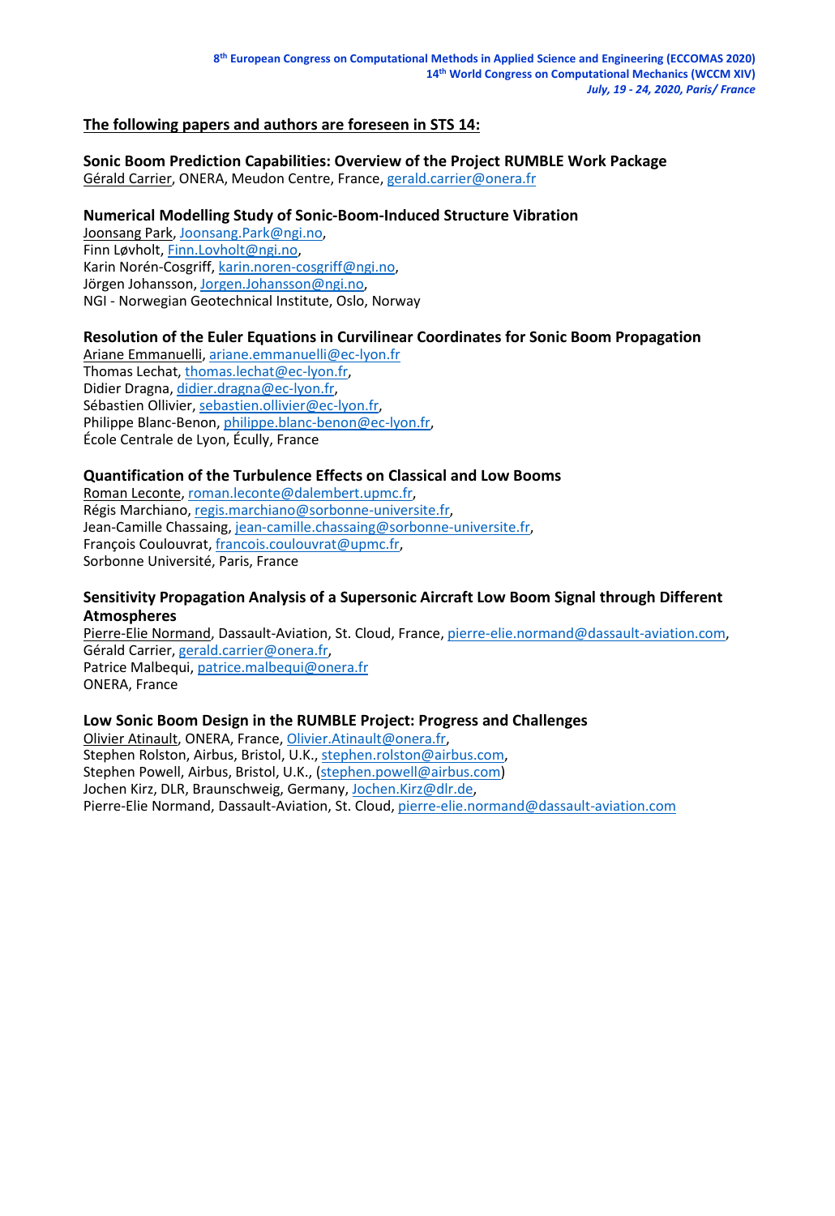**The following papers and authors are foreseen in STS 14:**

**Sonic Boom Prediction Capabilities: Overview of the Project RUMBLE Work Package**
Gérald Carrier, ONERA, Meudon Centre, France, gerald.carrier@onera.fr

**Numerical Modelling Study of Sonic-Boom-Induced Structure Vibration**
Joonsang Park, Joonsang.Park@ngi.no,
Finn Løvholt, Finn.Lovholt@ngi.no,
Karin Norén-Cosgriff, karin.noren-cosgriff@ngi.no,
Jörgen Johansson, Jorgen.Johansson@ngi.no,
NGI - Norwegian Geotechnical Institute, Oslo, Norway

**Resolution of the Euler Equations in Curvilinear Coordinates for Sonic Boom Propagation**
Ariane Emmanuelli, ariane.emmanuelli@ec-lyon.fr
Thomas Lechat, thomas.lechat@ec-lyon.fr,
Didier Dragna, didier.dragna@ec-lyon.fr,
Sébastien Ollivier, sebastien.ollivier@ec-lyon.fr,
Philippe Blanc-Benon, philippe.blanc-benon@ec-lyon.fr,
École Centrale de Lyon, Écully, France

**Quantification of the Turbulence Effects on Classical and Low Booms**
Roman Leconte, roman.leconte@dalembert.upmc.fr,
Régis Marchiano, regis.marchiano@sorbonne-universite.fr,
Jean-Camille Chassaing, jean-camille.chassaing@sorbonne-universite.fr,
François Coulouvrat, francois.coulouvrat@upmc.fr,
Sorbonne Université, Paris, France

**Sensitivity Propagation Analysis of a Supersonic Aircraft Low Boom Signal through Different Atmospheres**
Pierre-Elie Normand, Dassault-Aviation, St. Cloud, France, pierre-elie.normand@dassault-aviation.com,
Gérald Carrier, gerald.carrier@onera.fr,
Patrice Malbequi, patrice.malbequi@onera.fr
ONERA, France

**Low Sonic Boom Design in the RUMBLE Project: Progress and Challenges**
Olivier Atinault, ONERA, France, Olivier.Atinault@onera.fr,
Stephen Rolston, Airbus, Bristol, U.K., stephen.rolston@airbus.com,
Stephen Powell, Airbus, Bristol, U.K., (stephen.powell@airbus.com)
Jochen Kirz, DLR, Braunschweig, Germany, Jochen.Kirz@dlr.de,
Pierre-Elie Normand, Dassault-Aviation, St. Cloud, pierre-elie.normand@dassault-aviation.com